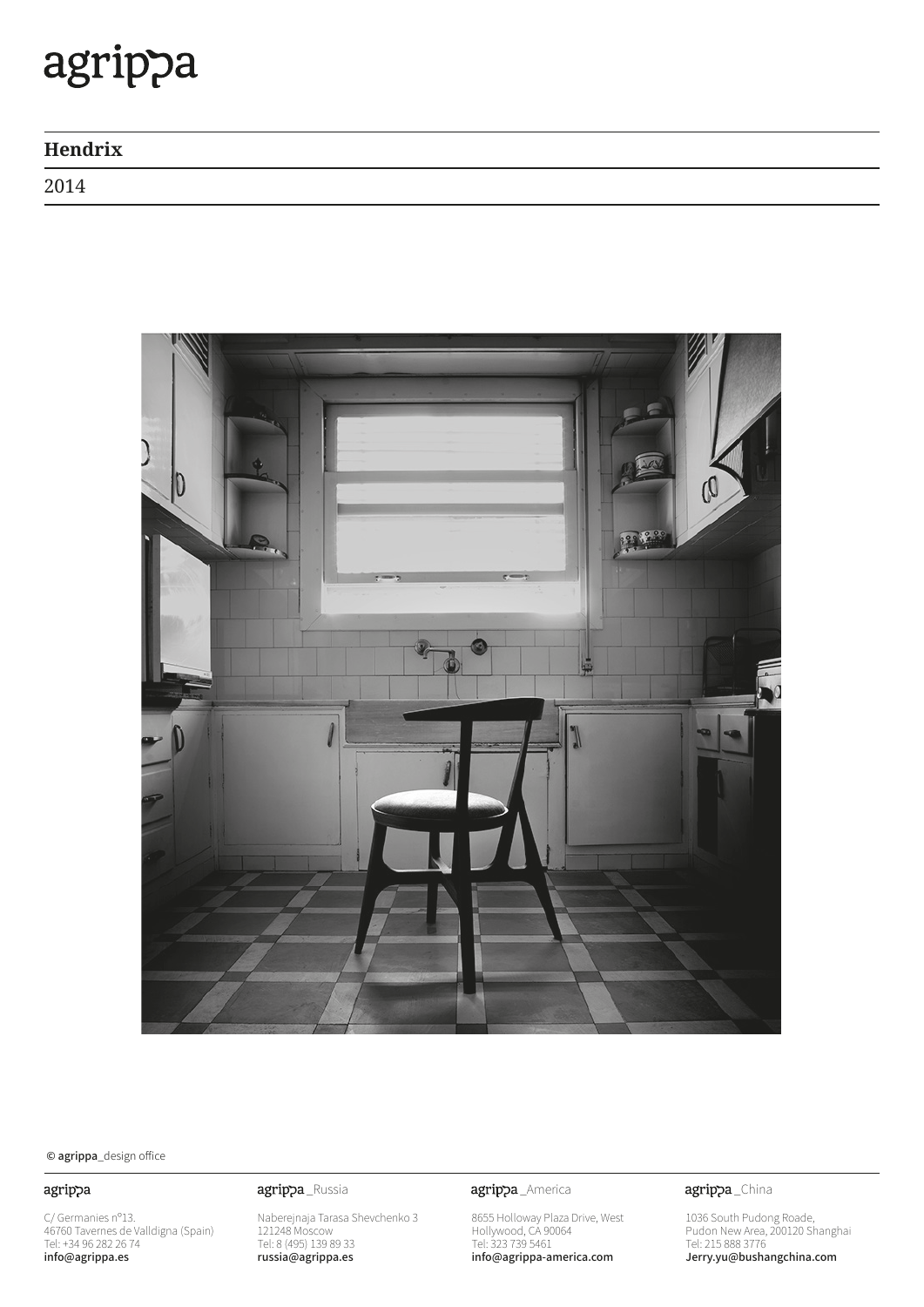agrippa

## Hendrix

2014

© agrippa_design office

**agrippa**

C/ Germanies nº13.
46760 Tavernes de Valldigna (Spain)
Tel: +34 96 282 26 74
info@agrippa.es

**agrippa _Russia**

Naberejnaja Tarasa Shevchenko 3
121248 Moscow
Tel: 8 (495) 139 89 33
russia@agrippa.es

**agrippa _America**

8655 Holloway Plaza Drive, West
Hollywood, CA 90064
Tel: 323 739 5461
info@agrippa-america.com

**agrippa _China**

1036 South Pudong Roade,
Pudon New Area, 200120 Shanghai
Tel: 215 888 3776
Jerry.yu@bushangchina.com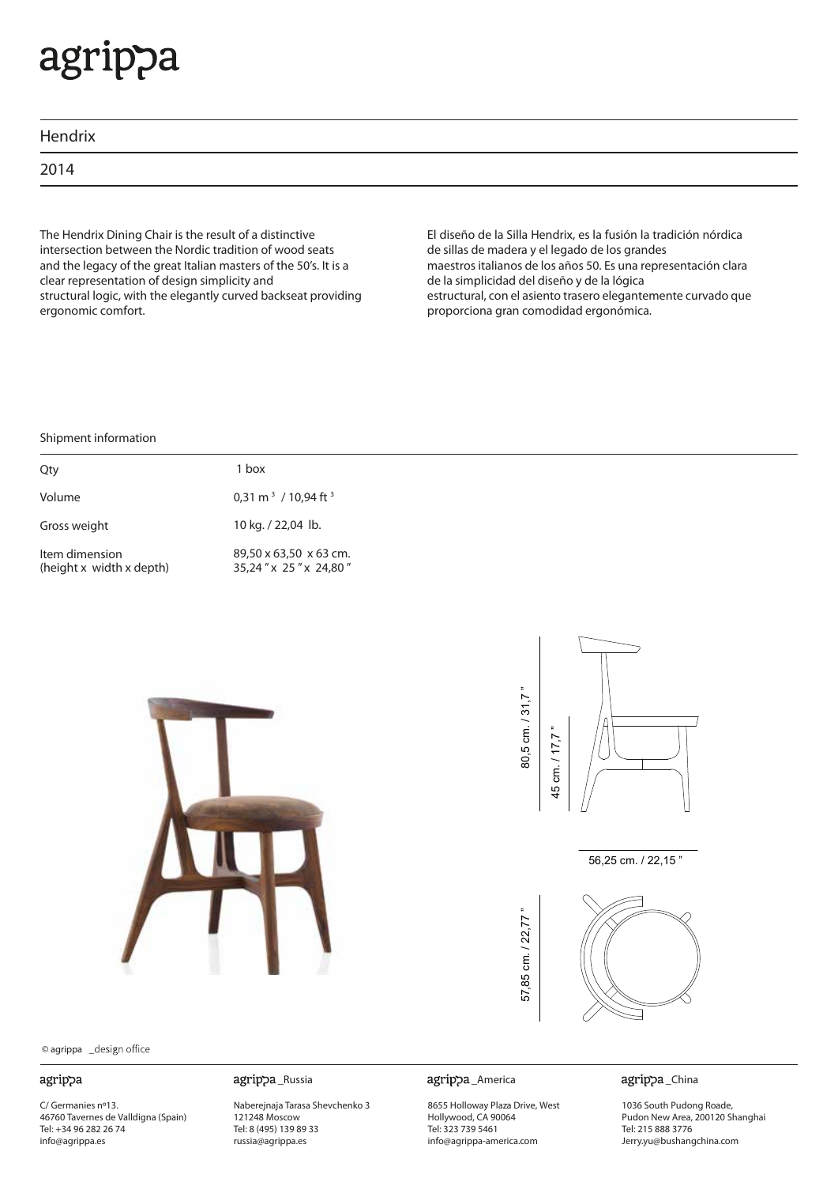# agrippa

## Hendrix

### 2014

The Hendrix Dining Chair is the result of a distinctive intersection between the Nordic tradition of wood seats and the legacy of the great Italian masters of the 50's. It is a clear representation of design simplicity and structural logic, with the elegantly curved backseat providing ergonomic comfort.

El diseño de la Silla Hendrix, es la fusión la tradición nórdica de sillas de madera y el legado de los grandes maestros italianos de los años 50. Es una representación clara de la simplicidad del diseño y de la lógica estructural, con el asiento trasero elegantemente curvado que proporciona gran comodidad ergonómica.

Shipment information

| | |
|---|---|
| Qty | 1 box |
| Volume | 0,31 $m^3$ / 10,94 $ft^3$ |
| Gross weight | 10 kg. / 22,04 lb. |
| Item dimension (height x width x depth) | 89,50 x 63,50 x 63 cm.<br>35,24 " x 25 " x 24,80 " |

80,5 cm. / 31,7 "

45 cm. / 17,7 "

56,25 cm. / 22,15 "

57,85 cm. / 22,77 "

© agrippa _design office

**agrippa**
C/ Germanies nº13.
46760 Tavernes de Valldigna (Spain)
Tel: +34 96 282 26 74
info@agrippa.es

**agrippa _Russia**
Naberejnaja Tarasa Shevchenko 3
121248 Moscow
Tel: 8 (495) 139 89 33
russia@agrippa.es

**agrippa _America**
8655 Holloway Plaza Drive, West
Hollywood, CA 90064
Tel: 323 739 5461
info@agrippa-america.com

**agrippa _China**
1036 South Pudong Roade,
Pudon New Area, 200120 Shanghai
Tel: 215 888 3776
Jerry.yu@bushangchina.com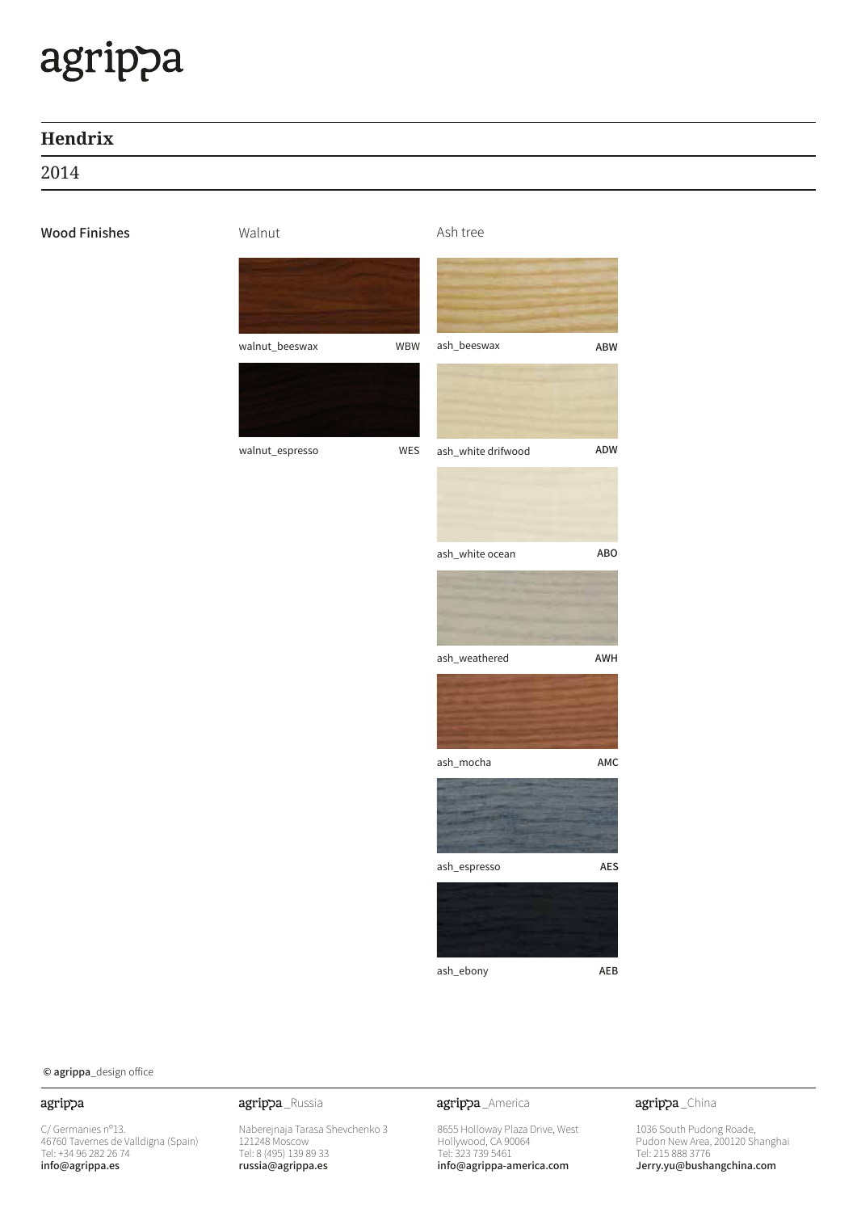agrippa

# Hendrix

2014

## Wood Finishes

| Walnut | | Ash tree | |
|---|---|---|---|
| walnut_beeswax | WBW | ash_beeswax | ABW |
| walnut_espresso | WES | ash_white drifwood | ADW |
| | | ash_white ocean | ABO |
| | | ash_weathered | AWH |
| | | ash_mocha | AMC |
| | | ash_espresso | AES |
| | | ash_ebony | AEB |

© **agrippa**_design office

**agrippa**
C/ Germanies nº13.
46760 Tavernes de Valldigna (Spain)
Tel: +34 96 282 26 74
**info@agrippa.es**

**agrippa** _Russia
Naberejnaja Tarasa Shevchenko 3
121248 Moscow
Tel: 8 (495) 139 89 33
**russia@agrippa.es**

**agrippa** _America
8655 Holloway Plaza Drive, West
Hollywood, CA 90064
Tel: 323 739 5461
**info@agrippa-america.com**

**agrippa** _China
1036 South Pudong Roade,
Pudon New Area, 200120 Shanghai
Tel: 215 888 3776
**Jerry.yu@bushangchina.com**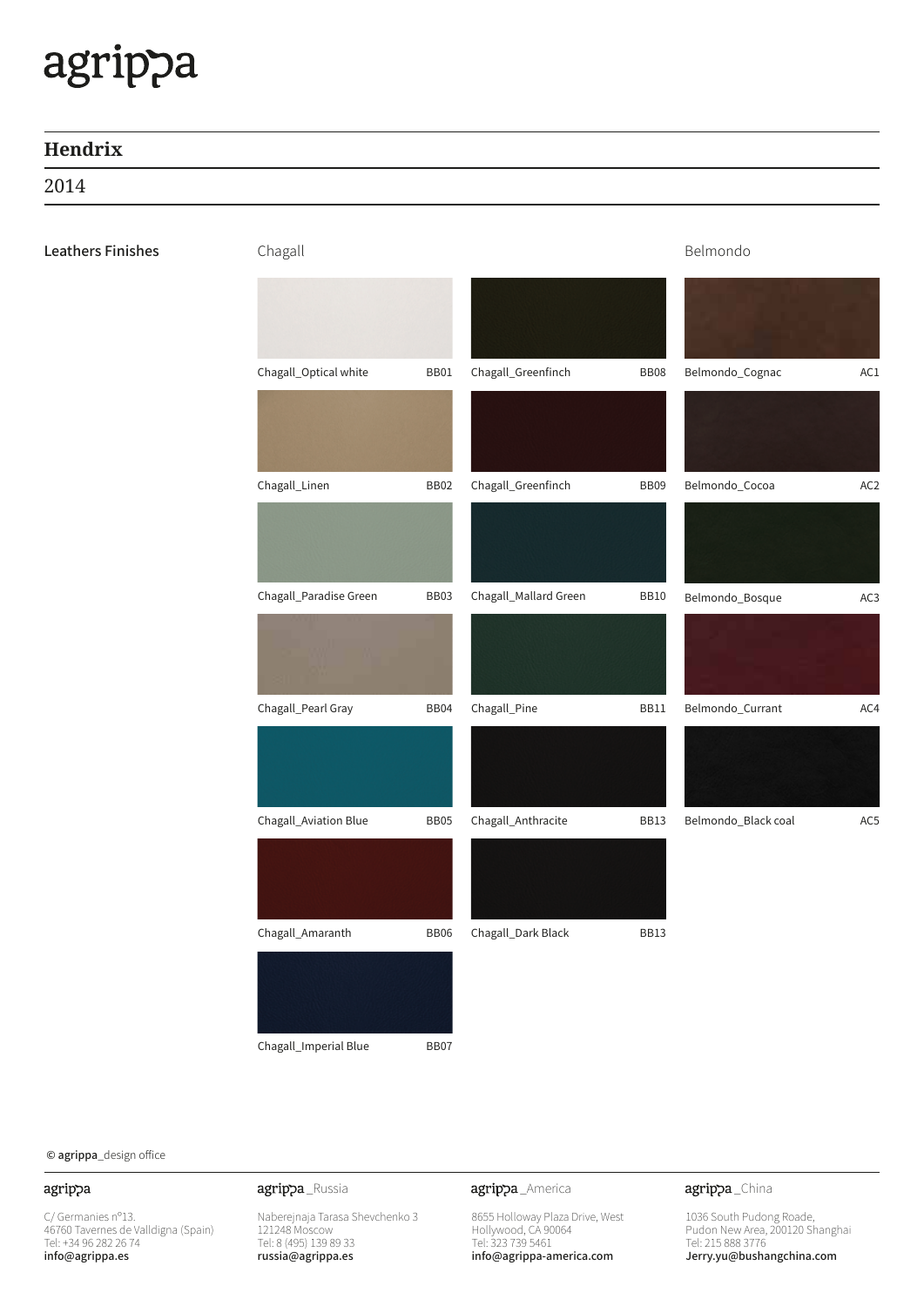agrippa

## Hendrix

2014

**Leathers Finishes**

### Chagall

| Finish | Code |
|---|---|
| Chagall_Optical white | BB01 |
| Chagall_Linen | BB02 |
| Chagall_Paradise Green | BB03 |
| Chagall_Pearl Gray | BB04 |
| Chagall_Aviation Blue | BB05 |
| Chagall_Amaranth | BB06 |
| Chagall_Imperial Blue | BB07 |
| Chagall_Greenfinch | BB08 |
| Chagall_Greenfinch | BB09 |
| Chagall_Mallard Green | BB10 |
| Chagall_Pine | BB11 |
| Chagall_Anthracite | BB13 |
| Chagall_Dark Black | BB13 |

### Belmondo

| Finish | Code |
|---|---|
| Belmondo_Cognac | AC1 |
| Belmondo_Cocoa | AC2 |
| Belmondo_Bosque | AC3 |
| Belmondo_Currant | AC4 |
| Belmondo_Black coal | AC5 |

© **agrippa**_design office

**agrippa**
C/ Germanies nº13.
46760 Tavernes de Valldigna (Spain)
Tel: +34 96 282 26 74
**info@agrippa.es**

**agrippa** _Russia
Naberejnaja Tarasa Shevchenko 3
121248 Moscow
Tel: 8 (495) 139 89 33
**russia@agrippa.es**

**agrippa** _America
8655 Holloway Plaza Drive, West
Hollywood, CA 90064
Tel: 323 739 5461
**info@agrippa-america.com**

**agrippa** _China
1036 South Pudong Roade,
Pudon New Area, 200120 Shanghai
Tel: 215 888 3776
**Jerry.yu@bushangchina.com**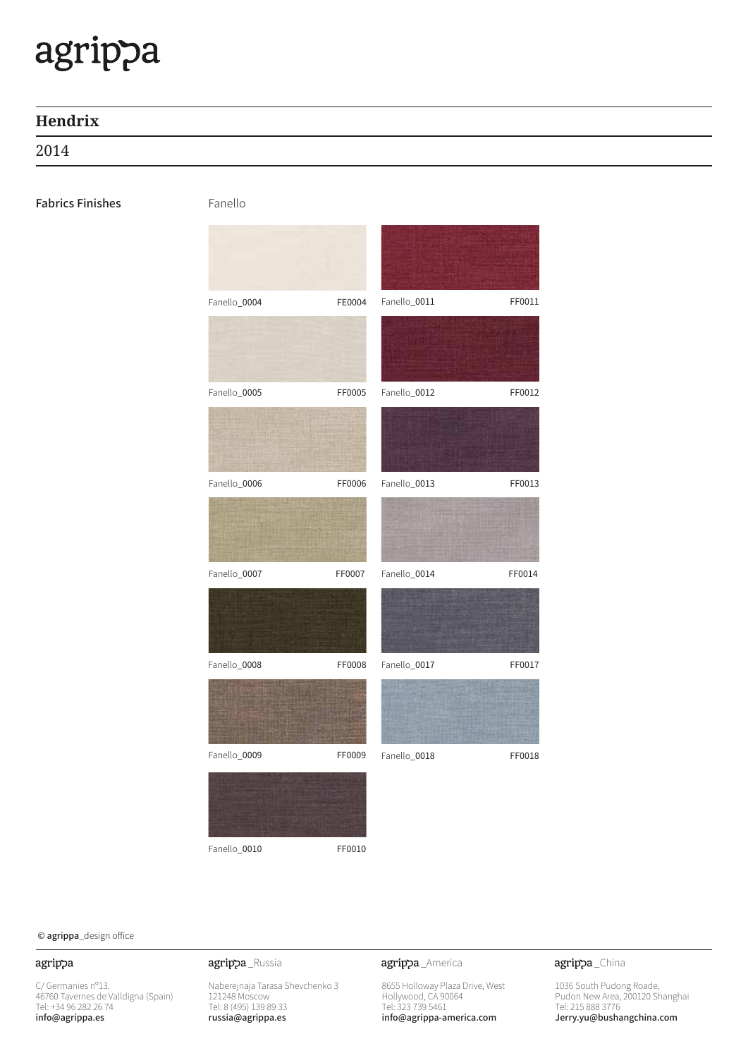agrippa

## Hendrix

2014

**Fabrics Finishes**

Fanello

| Name | Code | Name | Code |
|---|---|---|---|
| Fanello_0004 | FE0004 | Fanello_0011 | FF0011 |
| Fanello_0005 | FF0005 | Fanello_0012 | FF0012 |
| Fanello_0006 | FF0006 | Fanello_0013 | FF0013 |
| Fanello_0007 | FF0007 | Fanello_0014 | FF0014 |
| Fanello_0008 | FF0008 | Fanello_0017 | FF0017 |
| Fanello_0009 | FF0009 | Fanello_0018 | FF0018 |
| Fanello_0010 | FF0010 | | |

© **agrippa**_design office

agrippa
C/ Germanies nº13.
46760 Tavernes de Valldigna (Spain)
Tel: +34 96 282 26 74
**info@agrippa.es**

agrippa_Russia
Naberejnaja Tarasa Shevchenko 3
121248 Moscow
Tel: 8 (495) 139 89 33
**russia@agrippa.es**

agrippa_America
8655 Holloway Plaza Drive, West
Hollywood, CA 90064
Tel: 323 739 5461
**info@agrippa-america.com**

agrippa_China
1036 South Pudong Roade,
Pudon New Area, 200120 Shanghai
Tel: 215 888 3776
**Jerry.yu@bushangchina.com**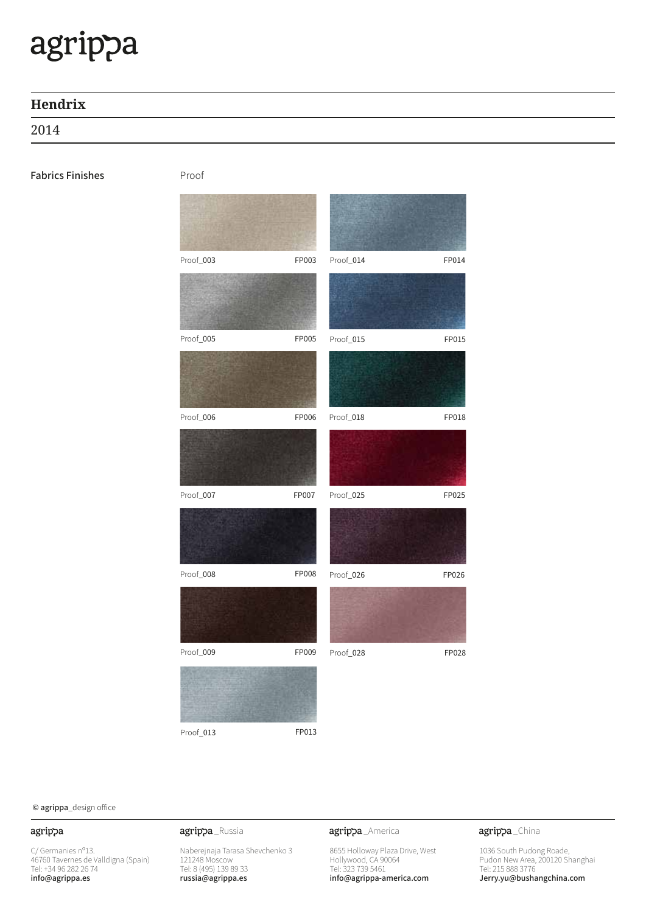agrippa

## Hendrix

2014

**Fabrics Finishes**

Proof

Proof_003 FP003

Proof_014 FP014

Proof_005 FP005

Proof_015 FP015

Proof_006 FP006

Proof_018 FP018

Proof_007 FP007

Proof_025 FP025

Proof_008 FP008

Proof_026 FP026

Proof_009 FP009

Proof_028 FP028

Proof_013 FP013

© **agrippa**_design office

agrippa
C/ Germanies nº13.
46760 Tavernes de Valldigna (Spain)
Tel: +34 96 282 26 74
**info@agrippa.es**

agrippa _Russia
Naberejnaja Tarasa Shevchenko 3
121248 Moscow
Tel: 8 (495) 139 89 33
**russia@agrippa.es**

agrippa _America
8655 Holloway Plaza Drive, West
Hollywood, CA 90064
Tel: 323 739 5461
**info@agrippa-america.com**

agrippa _China
1036 South Pudong Roade,
Pudon New Area, 200120 Shanghai
Tel: 215 888 3776
**Jerry.yu@bushangchina.com**